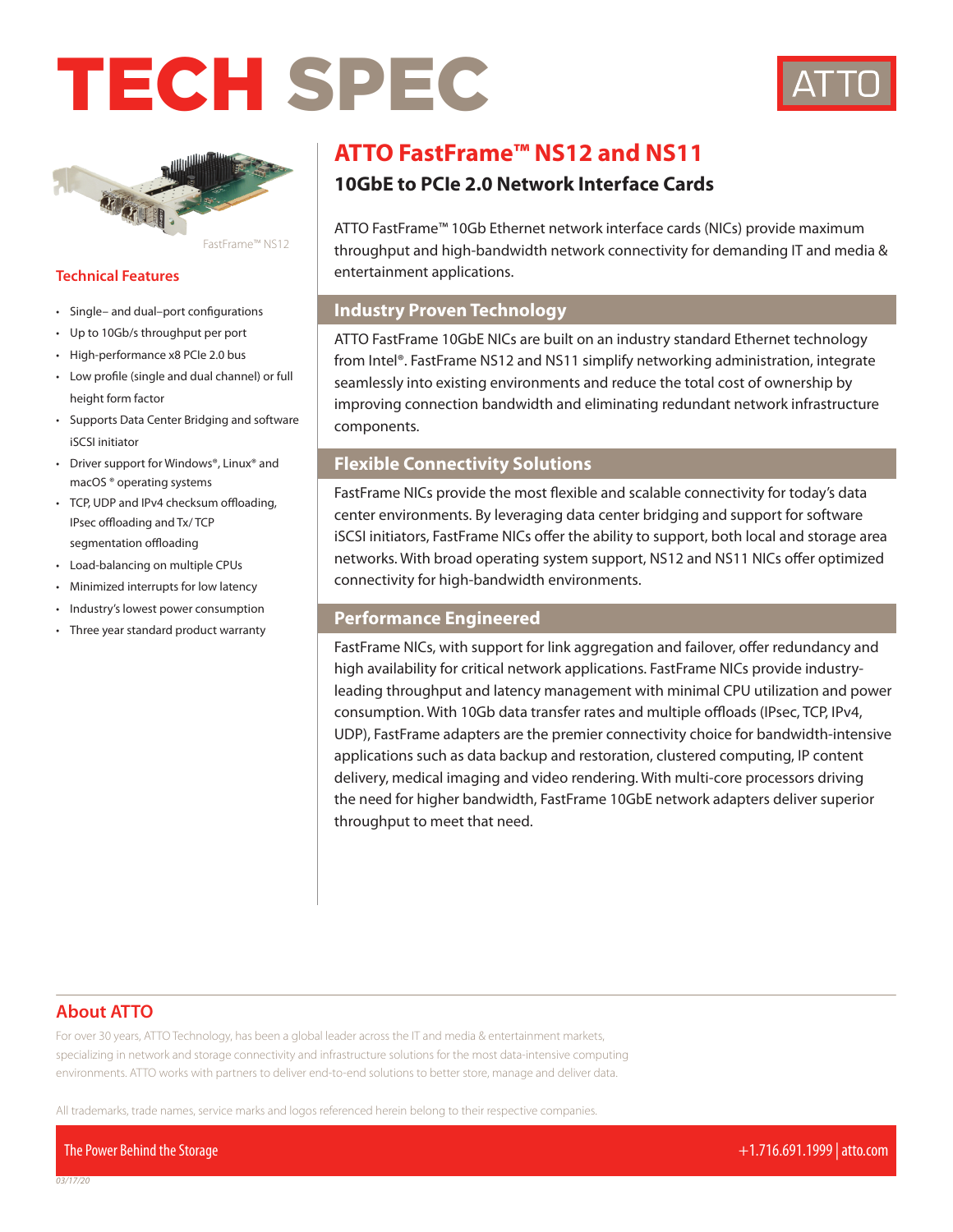# TECH SPEC

ATTO

FastFrame™ NS12

## Technical Features

- Single– and dual–port configurations
- Up to 10Gb/s throughput per port
- High-performance x8 PCIe 2.0 bus
- Low profile (single and dual channel) or full height form factor
- Supports Data Center Bridging and software iSCSI initiator
- Driver support for Windows®, Linux® and macOS ® operating systems
- TCP, UDP and IPv4 checksum offloading, IPsec offloading and Tx/ TCP segmentation offloading
- Load-balancing on multiple CPUs
- Minimized interrupts for low latency
- Industry's lowest power consumption
- Three year standard product warranty

# ATTO FastFrame™ NS12 and NS11

## 10GbE to PCIe 2.0 Network Interface Cards

ATTO FastFrame™ 10Gb Ethernet network interface cards (NICs) provide maximum throughput and high-bandwidth network connectivity for demanding IT and media & entertainment applications.

### Industry Proven Technology

ATTO FastFrame 10GbE NICs are built on an industry standard Ethernet technology from Intel®. FastFrame NS12 and NS11 simplify networking administration, integrate seamlessly into existing environments and reduce the total cost of ownership by improving connection bandwidth and eliminating redundant network infrastructure components.

### Flexible Connectivity Solutions

FastFrame NICs provide the most flexible and scalable connectivity for today's data center environments. By leveraging data center bridging and support for software iSCSI initiators, FastFrame NICs offer the ability to support, both local and storage area networks. With broad operating system support, NS12 and NS11 NICs offer optimized connectivity for high-bandwidth environments.

### Performance Engineered

FastFrame NICs, with support for link aggregation and failover, offer redundancy and high availability for critical network applications. FastFrame NICs provide industry-leading throughput and latency management with minimal CPU utilization and power consumption. With 10Gb data transfer rates and multiple offloads (IPsec, TCP, IPv4, UDP), FastFrame adapters are the premier connectivity choice for bandwidth-intensive applications such as data backup and restoration, clustered computing, IP content delivery, medical imaging and video rendering. With multi-core processors driving the need for higher bandwidth, FastFrame 10GbE network adapters deliver superior throughput to meet that need.

## About ATTO

For over 30 years, ATTO Technology, has been a global leader across the IT and media & entertainment markets, specializing in network and storage connectivity and infrastructure solutions for the most data-intensive computing environments. ATTO works with partners to deliver end-to-end solutions to better store, manage and deliver data.

All trademarks, trade names, service marks and logos referenced herein belong to their respective companies.

The Power Behind the Storage | +1.716.691.1999 | atto.com

03/17/20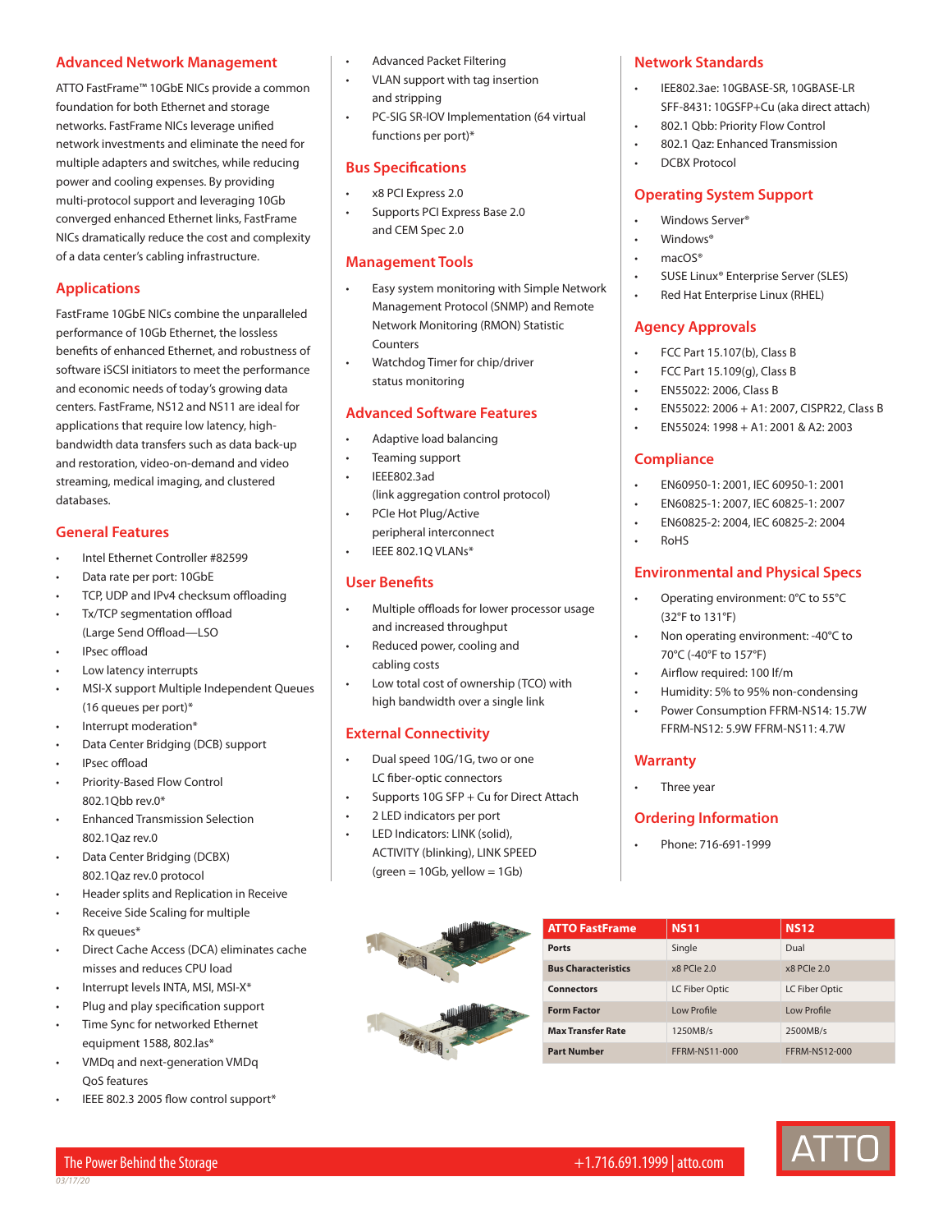## Advanced Network Management

ATTO FastFrame™ 10GbE NICs provide a common foundation for both Ethernet and storage networks. FastFrame NICs leverage unified network investments and eliminate the need for multiple adapters and switches, while reducing power and cooling expenses. By providing multi-protocol support and leveraging 10Gb converged enhanced Ethernet links, FastFrame NICs dramatically reduce the cost and complexity of a data center's cabling infrastructure.

## Applications

FastFrame 10GbE NICs combine the unparalleled performance of 10Gb Ethernet, the lossless benefits of enhanced Ethernet, and robustness of software iSCSI initiators to meet the performance and economic needs of today's growing data centers. FastFrame, NS12 and NS11 are ideal for applications that require low latency, high-bandwidth data transfers such as data back-up and restoration, video-on-demand and video streaming, medical imaging, and clustered databases.

## General Features

- Intel Ethernet Controller #82599
- Data rate per port: 10GbE
- TCP, UDP and IPv4 checksum offloading
- Tx/TCP segmentation offload (Large Send Offload—LSO
- IPsec offload
- Low latency interrupts
- MSI-X support Multiple Independent Queues (16 queues per port)*
- Interrupt moderation*
- Data Center Bridging (DCB) support
- IPsec offload
- Priority-Based Flow Control 802.1Qbb rev.0*
- Enhanced Transmission Selection 802.1Qaz rev.0
- Data Center Bridging (DCBX) 802.1Qaz rev.0 protocol
- Header splits and Replication in Receive
- Receive Side Scaling for multiple Rx queues*
- Direct Cache Access (DCA) eliminates cache misses and reduces CPU load
- Interrupt levels INTA, MSI, MSI-X*
- Plug and play specification support
- Time Sync for networked Ethernet equipment 1588, 802.las*
- VMDq and next-generation VMDq QoS features
- IEEE 802.3 2005 flow control support*
- Advanced Packet Filtering
- VLAN support with tag insertion and stripping
- PC-SIG SR-IOV Implementation (64 virtual functions per port)*

## Bus Specifications

- x8 PCI Express 2.0
- Supports PCI Express Base 2.0 and CEM Spec 2.0

## Management Tools

- Easy system monitoring with Simple Network Management Protocol (SNMP) and Remote Network Monitoring (RMON) Statistic Counters
- Watchdog Timer for chip/driver status monitoring

## Advanced Software Features

- Adaptive load balancing
- Teaming support
- IEEE802.3ad (link aggregation control protocol)
- PCIe Hot Plug/Active peripheral interconnect
- IEEE 802.1Q VLANs*

## User Benefits

- Multiple offloads for lower processor usage and increased throughput
- Reduced power, cooling and cabling costs
- Low total cost of ownership (TCO) with high bandwidth over a single link

## External Connectivity

- Dual speed 10G/1G, two or one LC fiber-optic connectors
- Supports 10G SFP + Cu for Direct Attach
- 2 LED indicators per port
- LED Indicators: LINK (solid), ACTIVITY (blinking), LINK SPEED (green = 10Gb, yellow = 1Gb)

## Network Standards

- IEE802.3ae: 10GBASE-SR, 10GBASE-LR SFF-8431: 10GSFP+Cu (aka direct attach)
- 802.1 Qbb: Priority Flow Control
- 802.1 Qaz: Enhanced Transmission
- DCBX Protocol

## Operating System Support

- Windows Server®
- Windows®
- macOS®
- SUSE Linux® Enterprise Server (SLES)
- Red Hat Enterprise Linux (RHEL)

## Agency Approvals

- FCC Part 15.107(b), Class B
- FCC Part 15.109(g), Class B
- EN55022: 2006, Class B
- EN55022: 2006 + A1: 2007, CISPR22, Class B
- EN55024: 1998 + A1: 2001 & A2: 2003

## Compliance

- EN60950-1: 2001, IEC 60950-1: 2001
- EN60825-1: 2007, IEC 60825-1: 2007
- EN60825-2: 2004, IEC 60825-2: 2004
- RoHS

## Environmental and Physical Specs

- Operating environment: 0°C to 55°C (32°F to 131°F)
- Non operating environment: -40°C to 70°C (-40°F to 157°F)
- Airflow required: 100 lf/m
- Humidity: 5% to 95% non-condensing
- Power Consumption FFRM-NS14: 15.7W FFRM-NS12: 5.9W FFRM-NS11: 4.7W

## Warranty

- Three year

## Ordering Information

- Phone: 716-691-1999

| ATTO FastFrame | NS11 | NS12 |
|---|---|---|
| Ports | Single | Dual |
| Bus Characteristics | x8 PCIe 2.0 | x8 PCIe 2.0 |
| Connectors | LC Fiber Optic | LC Fiber Optic |
| Form Factor | Low Profile | Low Profile |
| Max Transfer Rate | 1250MB/s | 2500MB/s |
| Part Number | FFRM-NS11-000 | FFRM-NS12-000 |

The Power Behind the Storage

+1.716.691.1999 | atto.com

ATTO

03/17/20